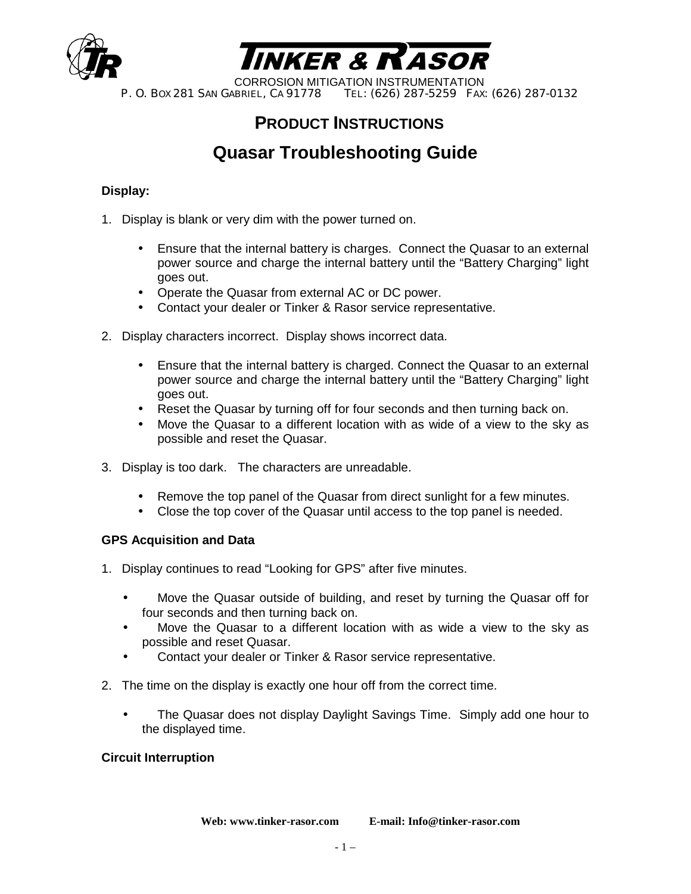# TINKER & RASOR

CORROSION MITIGATION INSTRUMENTATION
P. O. BOX 281 SAN GABRIEL, CA 91778 TEL: (626) 287-5259 FAX: (626) 287-0132

## PRODUCT INSTRUCTIONS

## Quasar Troubleshooting Guide

**Display:**

1. Display is blank or very dim with the power turned on.

   - Ensure that the internal battery is charges. Connect the Quasar to an external power source and charge the internal battery until the "Battery Charging" light goes out.
   - Operate the Quasar from external AC or DC power.
   - Contact your dealer or Tinker & Rasor service representative.

2. Display characters incorrect. Display shows incorrect data.

   - Ensure that the internal battery is charged. Connect the Quasar to an external power source and charge the internal battery until the "Battery Charging" light goes out.
   - Reset the Quasar by turning off for four seconds and then turning back on.
   - Move the Quasar to a different location with as wide of a view to the sky as possible and reset the Quasar.

3. Display is too dark. The characters are unreadable.

   - Remove the top panel of the Quasar from direct sunlight for a few minutes.
   - Close the top cover of the Quasar until access to the top panel is needed.

**GPS Acquisition and Data**

1. Display continues to read "Looking for GPS" after five minutes.

   - Move the Quasar outside of building, and reset by turning the Quasar off for four seconds and then turning back on.
   - Move the Quasar to a different location with as wide a view to the sky as possible and reset Quasar.
   - Contact your dealer or Tinker & Rasor service representative.

2. The time on the display is exactly one hour off from the correct time.

   - The Quasar does not display Daylight Savings Time. Simply add one hour to the displayed time.

**Circuit Interruption**

**Web: www.tinker-rasor.com E-mail: Info@tinker-rasor.com**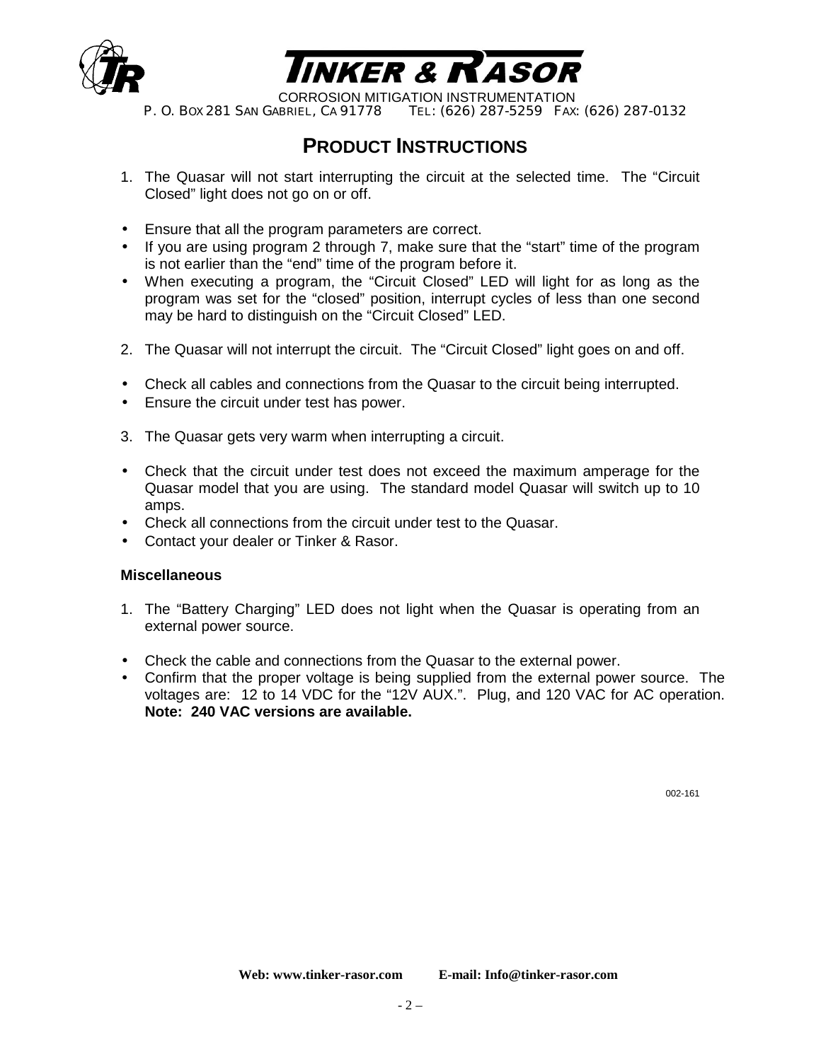# PRODUCT INSTRUCTIONS

1. The Quasar will not start interrupting the circuit at the selected time. The "Circuit Closed" light does not go on or off.

- Ensure that all the program parameters are correct.
- If you are using program 2 through 7, make sure that the "start" time of the program is not earlier than the "end" time of the program before it.
- When executing a program, the "Circuit Closed" LED will light for as long as the program was set for the "closed" position, interrupt cycles of less than one second may be hard to distinguish on the "Circuit Closed" LED.

2. The Quasar will not interrupt the circuit. The "Circuit Closed" light goes on and off.

- Check all cables and connections from the Quasar to the circuit being interrupted.
- Ensure the circuit under test has power.

3. The Quasar gets very warm when interrupting a circuit.

- Check that the circuit under test does not exceed the maximum amperage for the Quasar model that you are using. The standard model Quasar will switch up to 10 amps.
- Check all connections from the circuit under test to the Quasar.
- Contact your dealer or Tinker & Rasor.

**Miscellaneous**

1. The "Battery Charging" LED does not light when the Quasar is operating from an external power source.

- Check the cable and connections from the Quasar to the external power.
- Confirm that the proper voltage is being supplied from the external power source. The voltages are: 12 to 14 VDC for the "12V AUX.". Plug, and 120 VAC for AC operation. **Note: 240 VAC versions are available.**

002-161